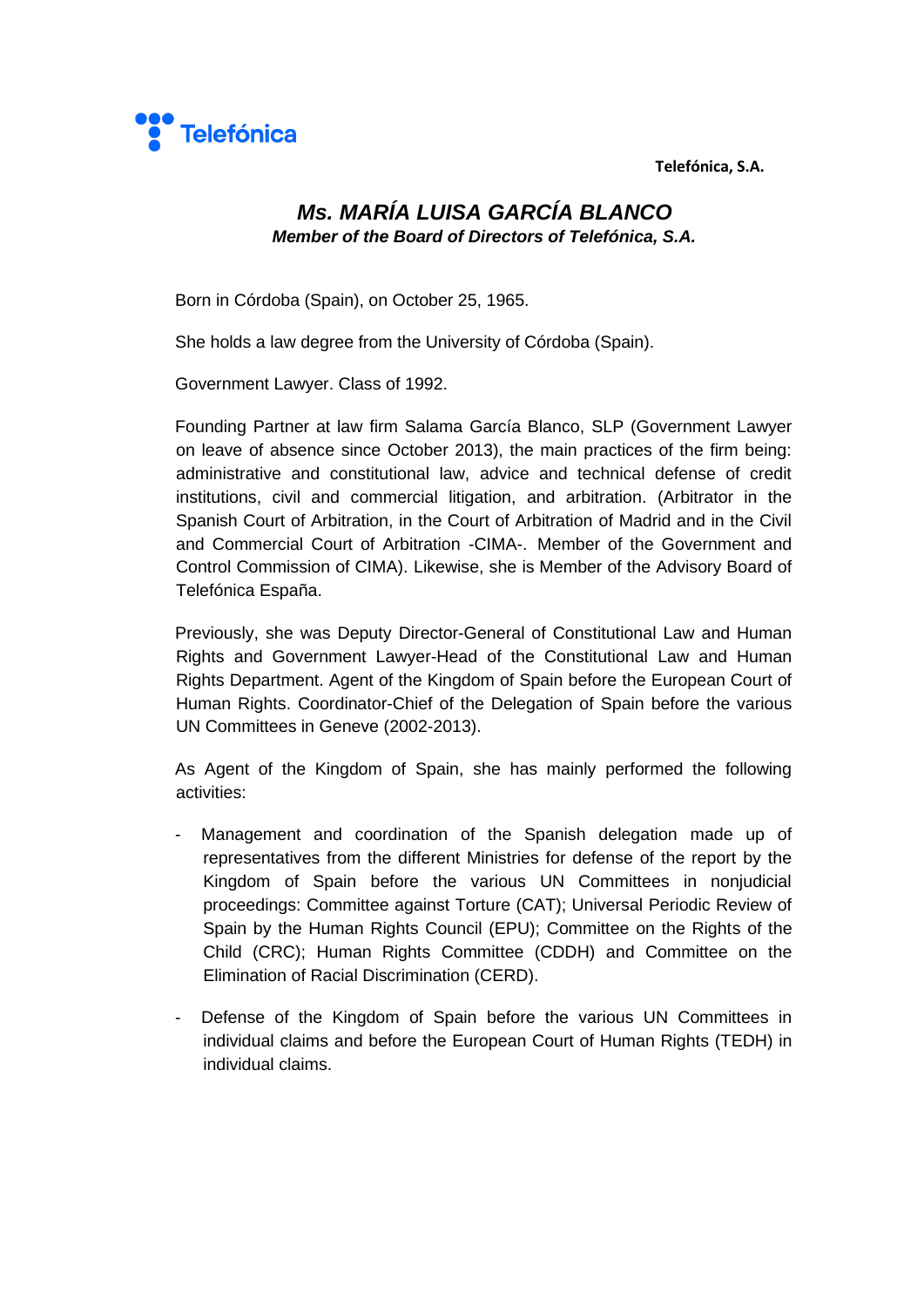Telefónica

**Telefónica, S.A.**

# *Ms. MARÍA LUISA GARCÍA BLANCO*

***Member of the Board of Directors of Telefónica, S.A.***

Born in Córdoba (Spain), on October 25, 1965.

She holds a law degree from the University of Córdoba (Spain).

Government Lawyer. Class of 1992.

Founding Partner at law firm Salama García Blanco, SLP (Government Lawyer on leave of absence since October 2013), the main practices of the firm being: administrative and constitutional law, advice and technical defense of credit institutions, civil and commercial litigation, and arbitration. (Arbitrator in the Spanish Court of Arbitration, in the Court of Arbitration of Madrid and in the Civil and Commercial Court of Arbitration -CIMA-. Member of the Government and Control Commission of CIMA). Likewise, she is Member of the Advisory Board of Telefónica España.

Previously, she was Deputy Director-General of Constitutional Law and Human Rights and Government Lawyer-Head of the Constitutional Law and Human Rights Department. Agent of the Kingdom of Spain before the European Court of Human Rights. Coordinator-Chief of the Delegation of Spain before the various UN Committees in Geneve (2002-2013).

As Agent of the Kingdom of Spain, she has mainly performed the following activities:

- Management and coordination of the Spanish delegation made up of representatives from the different Ministries for defense of the report by the Kingdom of Spain before the various UN Committees in nonjudicial proceedings: Committee against Torture (CAT); Universal Periodic Review of Spain by the Human Rights Council (EPU); Committee on the Rights of the Child (CRC); Human Rights Committee (CDDH) and Committee on the Elimination of Racial Discrimination (CERD).

- Defense of the Kingdom of Spain before the various UN Committees in individual claims and before the European Court of Human Rights (TEDH) in individual claims.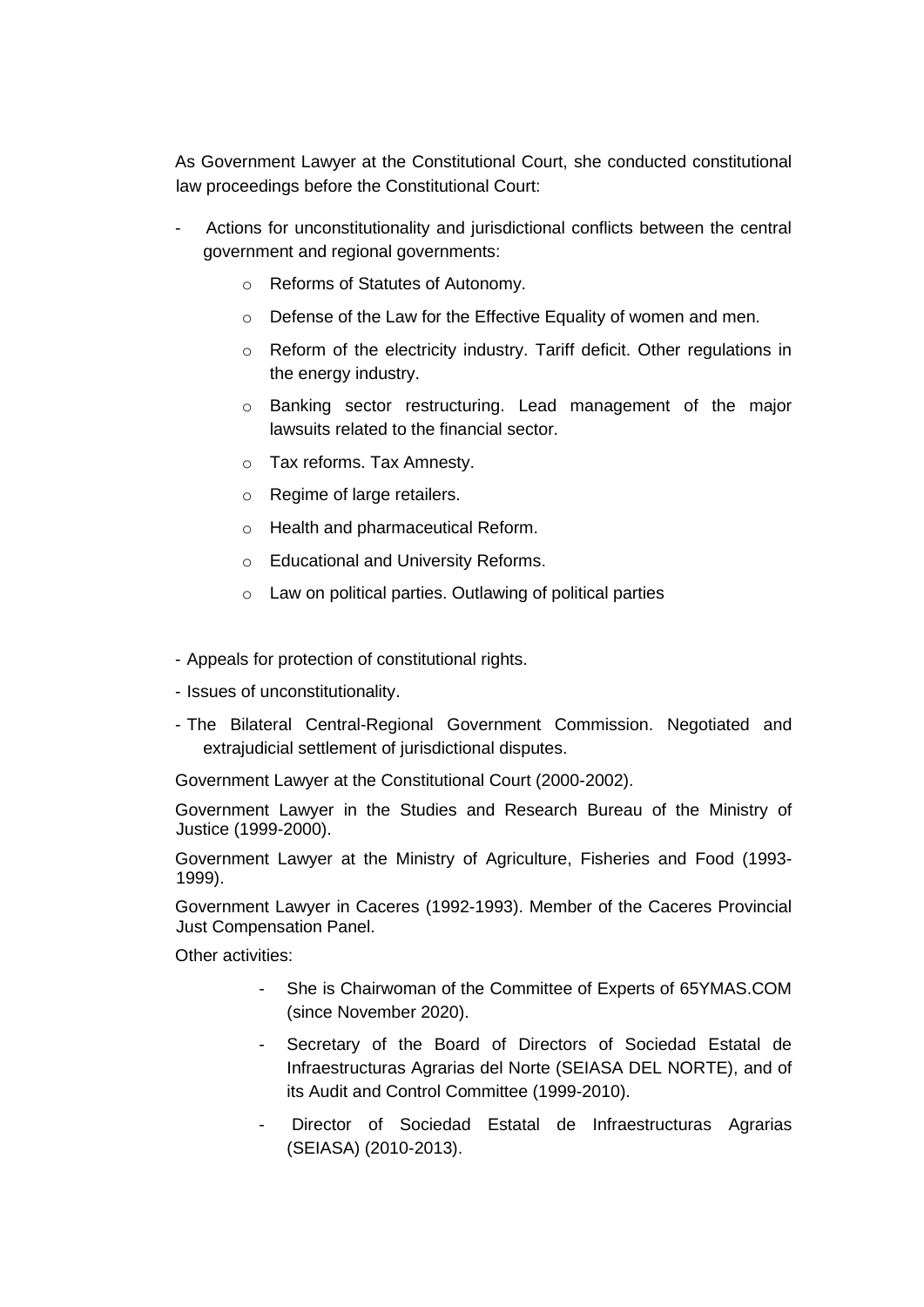As Government Lawyer at the Constitutional Court, she conducted constitutional law proceedings before the Constitutional Court:

- Actions for unconstitutionality and jurisdictional conflicts between the central government and regional governments:
    - Reforms of Statutes of Autonomy.
    - Defense of the Law for the Effective Equality of women and men.
    - Reform of the electricity industry. Tariff deficit. Other regulations in the energy industry.
    - Banking sector restructuring. Lead management of the major lawsuits related to the financial sector.
    - Tax reforms. Tax Amnesty.
    - Regime of large retailers.
    - Health and pharmaceutical Reform.
    - Educational and University Reforms.
    - Law on political parties. Outlawing of political parties

- Appeals for protection of constitutional rights.
- Issues of unconstitutionality.
- The Bilateral Central-Regional Government Commission. Negotiated and extrajudicial settlement of jurisdictional disputes.

Government Lawyer at the Constitutional Court (2000-2002).

Government Lawyer in the Studies and Research Bureau of the Ministry of Justice (1999-2000).

Government Lawyer at the Ministry of Agriculture, Fisheries and Food (1993-1999).

Government Lawyer in Caceres (1992-1993). Member of the Caceres Provincial Just Compensation Panel.

Other activities:

- She is Chairwoman of the Committee of Experts of 65YMAS.COM (since November 2020).
- Secretary of the Board of Directors of Sociedad Estatal de Infraestructuras Agrarias del Norte (SEIASA DEL NORTE), and of its Audit and Control Committee (1999-2010).
- Director of Sociedad Estatal de Infraestructuras Agrarias (SEIASA) (2010-2013).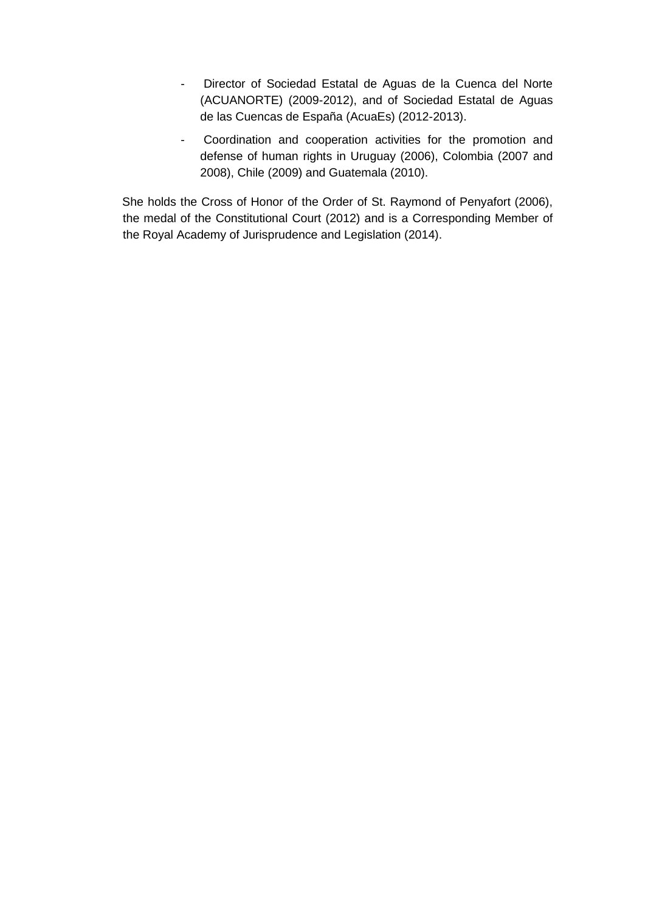- Director of Sociedad Estatal de Aguas de la Cuenca del Norte (ACUANORTE) (2009-2012), and of Sociedad Estatal de Aguas de las Cuencas de España (AcuaEs) (2012-2013).
- Coordination and cooperation activities for the promotion and defense of human rights in Uruguay (2006), Colombia (2007 and 2008), Chile (2009) and Guatemala (2010).

She holds the Cross of Honor of the Order of St. Raymond of Penyafort (2006), the medal of the Constitutional Court (2012) and is a Corresponding Member of the Royal Academy of Jurisprudence and Legislation (2014).